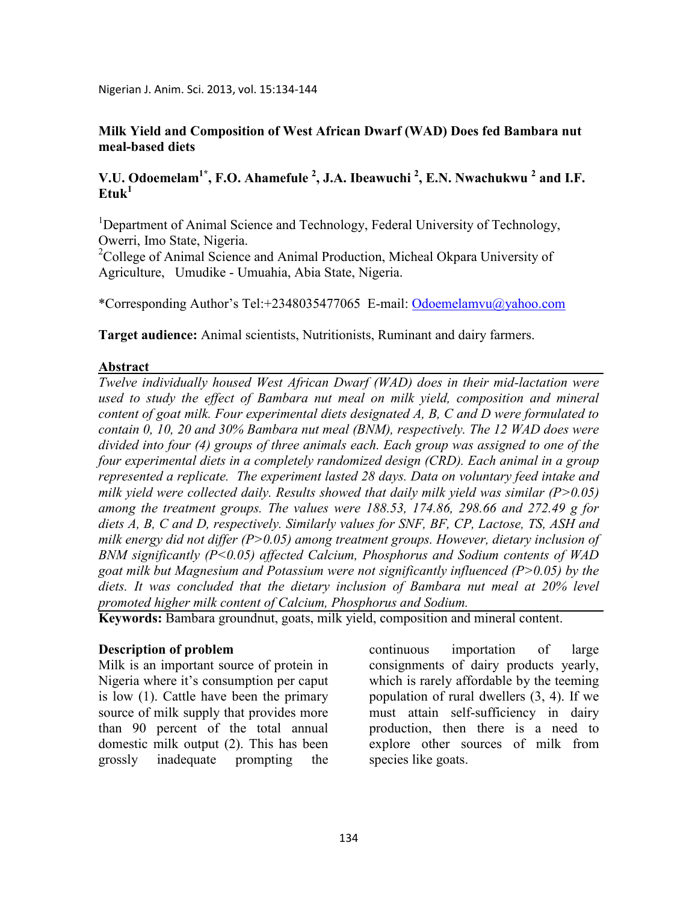# Milk Yield and Composition of West African Dwarf (WAD) Does fed Bambara nut meal-based diets

**V.U. Odoemelam[1*], F.O. Ahamefule [2], J.A. Ibeawuchi [2], E.N. Nwachukwu [2] and I.F. Etuk[1]**

[1]Department of Animal Science and Technology, Federal University of Technology, Owerri, Imo State, Nigeria.

[2]College of Animal Science and Animal Production, Micheal Okpara University of Agriculture, Umudike - Umuahia, Abia State, Nigeria.

*Corresponding Author's Tel:+2348035477065 E-mail: Odoemelamvu@yahoo.com

**Target audience:** Animal scientists, Nutritionists, Ruminant and dairy farmers.

## Abstract

*Twelve individually housed West African Dwarf (WAD) does in their mid-lactation were used to study the effect of Bambara nut meal on milk yield, composition and mineral content of goat milk. Four experimental diets designated A, B, C and D were formulated to contain 0, 10, 20 and 30% Bambara nut meal (BNM), respectively. The 12 WAD does were divided into four (4) groups of three animals each. Each group was assigned to one of the four experimental diets in a completely randomized design (CRD). Each animal in a group represented a replicate. The experiment lasted 28 days. Data on voluntary feed intake and milk yield were collected daily. Results showed that daily milk yield was similar ($P>0.05$) among the treatment groups. The values were 188.53, 174.86, 298.66 and 272.49 g for diets A, B, C and D, respectively. Similarly values for SNF, BF, CP, Lactose, TS, ASH and milk energy did not differ ($P>0.05$) among treatment groups. However, dietary inclusion of BNM significantly ($P<0.05$) affected Calcium, Phosphorus and Sodium contents of WAD goat milk but Magnesium and Potassium were not significantly influenced ($P>0.05$) by the diets. It was concluded that the dietary inclusion of Bambara nut meal at 20% level promoted higher milk content of Calcium, Phosphorus and Sodium.*

**Keywords:** Bambara groundnut, goats, milk yield, composition and mineral content.

## Description of problem

Milk is an important source of protein in Nigeria where it's consumption per caput is low (1). Cattle have been the primary source of milk supply that provides more than 90 percent of the total annual domestic milk output (2). This has been grossly inadequate prompting the continuous importation of large consignments of dairy products yearly, which is rarely affordable by the teeming population of rural dwellers (3, 4). If we must attain self-sufficiency in dairy production, then there is a need to explore other sources of milk from species like goats.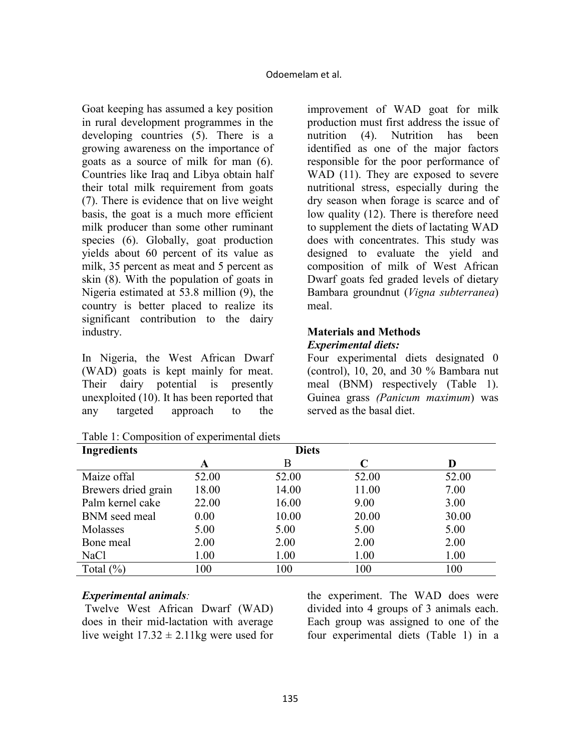Goat keeping has assumed a key position in rural development programmes in the developing countries (5). There is a growing awareness on the importance of goats as a source of milk for man (6). Countries like Iraq and Libya obtain half their total milk requirement from goats (7). There is evidence that on live weight basis, the goat is a much more efficient milk producer than some other ruminant species (6). Globally, goat production yields about 60 percent of its value as milk, 35 percent as meat and 5 percent as skin (8). With the population of goats in Nigeria estimated at 53.8 million (9), the country is better placed to realize its significant contribution to the dairy industry.

In Nigeria, the West African Dwarf (WAD) goats is kept mainly for meat. Their dairy potential is presently unexploited (10). It has been reported that any targeted approach to the improvement of WAD goat for milk production must first address the issue of nutrition (4). Nutrition has been identified as one of the major factors responsible for the poor performance of WAD (11). They are exposed to severe nutritional stress, especially during the dry season when forage is scarce and of low quality (12). There is therefore need to supplement the diets of lactating WAD does with concentrates. This study was designed to evaluate the yield and composition of milk of West African Dwarf goats fed graded levels of dietary Bambara groundnut (*Vigna subterranea*) meal.

## Materials and Methods

### *Experimental diets:*

Four experimental diets designated 0 (control), 10, 20, and 30 % Bambara nut meal (BNM) respectively (Table 1). Guinea grass *(Panicum maximum)* was served as the basal diet.

Table 1: Composition of experimental diets

| Ingredients | Diets | | | |
|---|---|---|---|---|
| | **A** | B | **C** | **D** |
| Maize offal | 52.00 | 52.00 | 52.00 | 52.00 |
| Brewers dried grain | 18.00 | 14.00 | 11.00 | 7.00 |
| Palm kernel cake | 22.00 | 16.00 | 9.00 | 3.00 |
| BNM seed meal | 0.00 | 10.00 | 20.00 | 30.00 |
| Molasses | 5.00 | 5.00 | 5.00 | 5.00 |
| Bone meal | 2.00 | 2.00 | 2.00 | 2.00 |
| NaCl | 1.00 | 1.00 | 1.00 | 1.00 |
| Total (%) | 100 | 100 | 100 | 100 |

### *Experimental animals:*

Twelve West African Dwarf (WAD) does in their mid-lactation with average live weight 17.32 ± 2.11kg were used for the experiment. The WAD does were divided into 4 groups of 3 animals each. Each group was assigned to one of the four experimental diets (Table 1) in a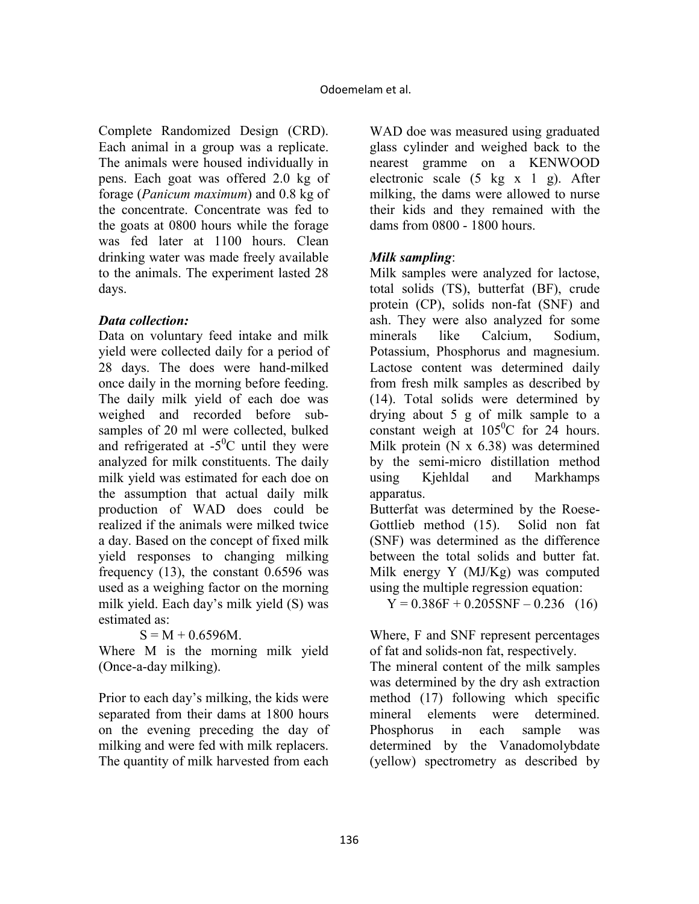Complete Randomized Design (CRD). Each animal in a group was a replicate. The animals were housed individually in pens. Each goat was offered 2.0 kg of forage (*Panicum maximum*) and 0.8 kg of the concentrate. Concentrate was fed to the goats at 0800 hours while the forage was fed later at 1100 hours. Clean drinking water was made freely available to the animals. The experiment lasted 28 days.

### *Data collection:*

Data on voluntary feed intake and milk yield were collected daily for a period of 28 days. The does were hand-milked once daily in the morning before feeding. The daily milk yield of each doe was weighed and recorded before sub-samples of 20 ml were collected, bulked and refrigerated at -5$^0$C until they were analyzed for milk constituents. The daily milk yield was estimated for each doe on the assumption that actual daily milk production of WAD does could be realized if the animals were milked twice a day. Based on the concept of fixed milk yield responses to changing milking frequency (13), the constant 0.6596 was used as a weighing factor on the morning milk yield. Each day's milk yield (S) was estimated as:

$$S = M + 0.6596M.$$

Where M is the morning milk yield (Once-a-day milking).

Prior to each day's milking, the kids were separated from their dams at 1800 hours on the evening preceding the day of milking and were fed with milk replacers. The quantity of milk harvested from each WAD doe was measured using graduated glass cylinder and weighed back to the nearest gramme on a KENWOOD electronic scale (5 kg x 1 g). After milking, the dams were allowed to nurse their kids and they remained with the dams from 0800 - 1800 hours.

### *Milk sampling*:

Milk samples were analyzed for lactose, total solids (TS), butterfat (BF), crude protein (CP), solids non-fat (SNF) and ash. They were also analyzed for some minerals like Calcium, Sodium, Potassium, Phosphorus and magnesium. Lactose content was determined daily from fresh milk samples as described by (14). Total solids were determined by drying about 5 g of milk sample to a constant weigh at 105$^0$C for 24 hours. Milk protein (N x 6.38) was determined by the semi-micro distillation method using Kjehldal and Markhamps apparatus.

Butterfat was determined by the Roese-Gottlieb method (15). Solid non fat (SNF) was determined as the difference between the total solids and butter fat. Milk energy Y (MJ/Kg) was computed using the multiple regression equation:

$$Y = 0.386F + 0.205SNF - 0.236 \quad (16)$$

Where, F and SNF represent percentages of fat and solids-non fat, respectively.

The mineral content of the milk samples was determined by the dry ash extraction method (17) following which specific mineral elements were determined. Phosphorus in each sample was determined by the Vanadomolybdate (yellow) spectrometry as described by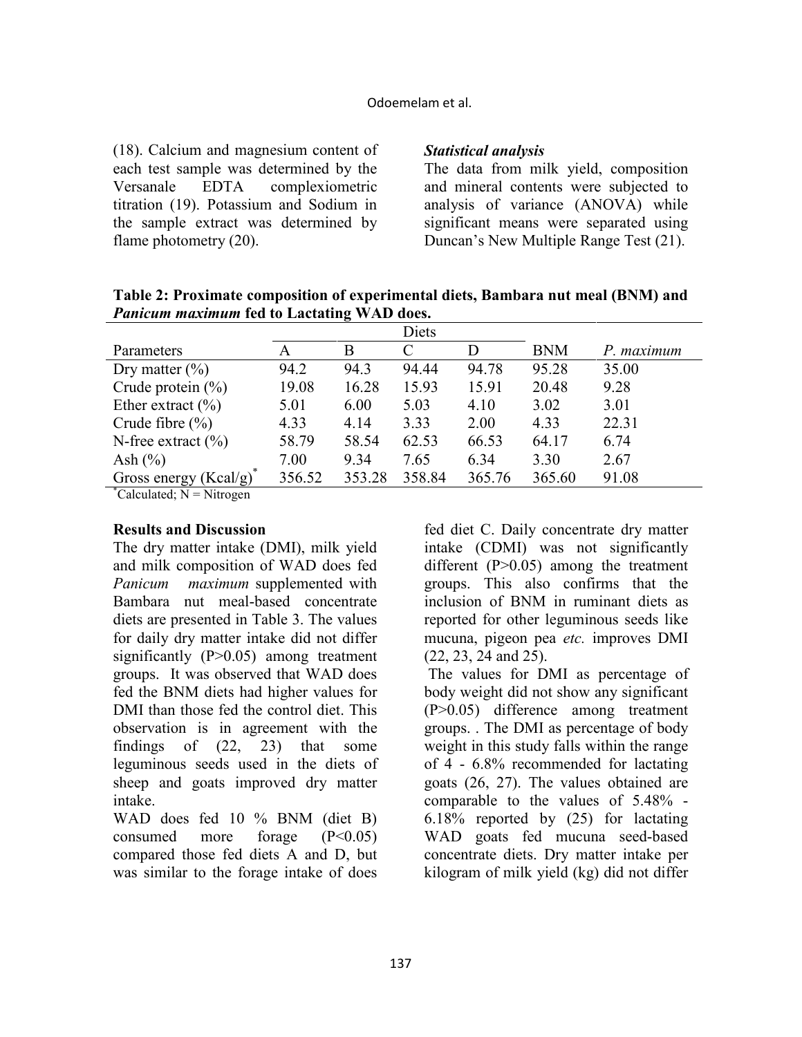(18). Calcium and magnesium content of each test sample was determined by the Versanale EDTA complexiometric titration (19). Potassium and Sodium in the sample extract was determined by flame photometry (20).

### *Statistical analysis*

The data from milk yield, composition and mineral contents were subjected to analysis of variance (ANOVA) while significant means were separated using Duncan's New Multiple Range Test (21).

**Table 2: Proximate composition of experimental diets, Bambara nut meal (BNM) and *Panicum maximum* fed to Lactating WAD does.**

| | Diets | | | | | |
|---|---|---|---|---|---|---|
| Parameters | A | B | C | D | BNM | *P. maximum* |
| Dry matter (%) | 94.2 | 94.3 | 94.44 | 94.78 | 95.28 | 35.00 |
| Crude protein (%) | 19.08 | 16.28 | 15.93 | 15.91 | 20.48 | 9.28 |
| Ether extract (%) | 5.01 | 6.00 | 5.03 | 4.10 | 3.02 | 3.01 |
| Crude fibre (%) | 4.33 | 4.14 | 3.33 | 2.00 | 4.33 | 22.31 |
| N-free extract (%) | 58.79 | 58.54 | 62.53 | 66.53 | 64.17 | 6.74 |
| Ash (%) | 7.00 | 9.34 | 7.65 | 6.34 | 3.30 | 2.67 |
| Gross energy (Kcal/g)* | 356.52 | 353.28 | 358.84 | 365.76 | 365.60 | 91.08 |

*Calculated; N = Nitrogen

### Results and Discussion

The dry matter intake (DMI), milk yield and milk composition of WAD does fed *Panicum maximum* supplemented with Bambara nut meal-based concentrate diets are presented in Table 3. The values for daily dry matter intake did not differ significantly ($P>0.05$) among treatment groups. It was observed that WAD does fed the BNM diets had higher values for DMI than those fed the control diet. This observation is in agreement with the findings of (22, 23) that some leguminous seeds used in the diets of sheep and goats improved dry matter intake.

WAD does fed 10 % BNM (diet B) consumed more forage ($P<0.05$) compared those fed diets A and D, but was similar to the forage intake of does fed diet C. Daily concentrate dry matter intake (CDMI) was not significantly different ($P>0.05$) among the treatment groups. This also confirms that the inclusion of BNM in ruminant diets as reported for other leguminous seeds like mucuna, pigeon pea *etc.* improves DMI (22, 23, 24 and 25).

The values for DMI as percentage of body weight did not show any significant ($P>0.05$) difference among treatment groups. . The DMI as percentage of body weight in this study falls within the range of 4 - 6.8% recommended for lactating goats (26, 27). The values obtained are comparable to the values of 5.48% - 6.18% reported by (25) for lactating WAD goats fed mucuna seed-based concentrate diets. Dry matter intake per kilogram of milk yield (kg) did not differ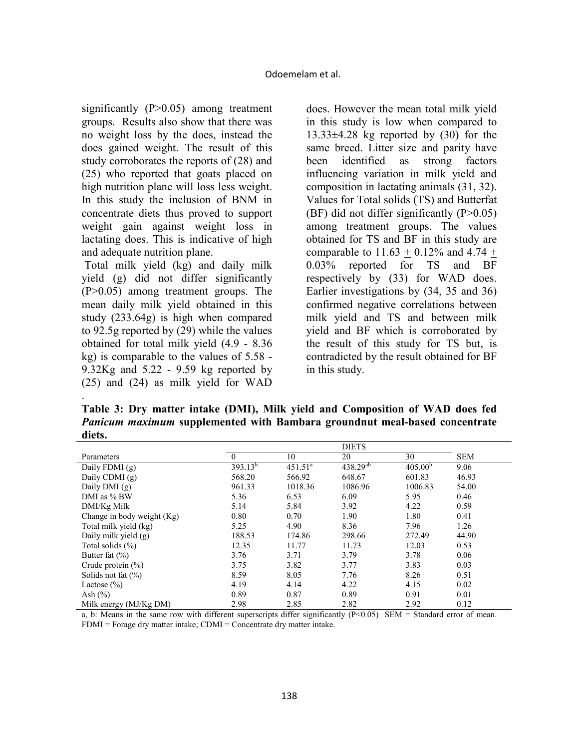significantly (P>0.05) among treatment groups. Results also show that there was no weight loss by the does, instead the does gained weight. The result of this study corroborates the reports of (28) and (25) who reported that goats placed on high nutrition plane will loss less weight. In this study the inclusion of BNM in concentrate diets thus proved to support weight gain against weight loss in lactating does. This is indicative of high and adequate nutrition plane.

Total milk yield (kg) and daily milk yield (g) did not differ significantly (P>0.05) among treatment groups. The mean daily milk yield obtained in this study (233.64g) is high when compared to 92.5g reported by (29) while the values obtained for total milk yield (4.9 - 8.36 kg) is comparable to the values of 5.58 - 9.32Kg and 5.22 - 9.59 kg reported by (25) and (24) as milk yield for WAD does. However the mean total milk yield in this study is low when compared to 13.33±4.28 kg reported by (30) for the same breed. Litter size and parity have been identified as strong factors influencing variation in milk yield and composition in lactating animals (31, 32). Values for Total solids (TS) and Butterfat (BF) did not differ significantly (P>0.05) among treatment groups. The values obtained for TS and BF in this study are comparable to 11.63 ± 0.12% and 4.74 ± 0.03% reported for TS and BF respectively by (33) for WAD does. Earlier investigations by (34, 35 and 36) confirmed negative correlations between milk yield and TS and between milk yield and BF which is corroborated by the result of this study for TS but, is contradicted by the result obtained for BF in this study.

**Table 3: Dry matter intake (DMI), Milk yield and Composition of WAD does fed *Panicum maximum* supplemented with Bambara groundnut meal-based concentrate diets.**

| | DIETS | | | | |
|---|---|---|---|---|---|
| Parameters | 0 | 10 | 20 | 30 | SEM |
| Daily FDMI (g) | 393.13[b] | 451.51[a] | 438.29[ab] | 405.00[b] | 9.06 |
| Daily CDMI (g) | 568.20 | 566.92 | 648.67 | 601.83 | 46.93 |
| Daily DMI (g) | 961.33 | 1018.36 | 1086.96 | 1006.83 | 54.00 |
| DMI as % BW | 5.36 | 6.53 | 6.09 | 5.95 | 0.46 |
| DMI/Kg Milk | 5.14 | 5.84 | 3.92 | 4.22 | 0.59 |
| Change in body weight (Kg) | 0.80 | 0.70 | 1.90 | 1.80 | 0.41 |
| Total milk yield (kg) | 5.25 | 4.90 | 8.36 | 7.96 | 1.26 |
| Daily milk yield (g) | 188.53 | 174.86 | 298.66 | 272.49 | 44.90 |
| Total solids (%) | 12.35 | 11.77 | 11.73 | 12.03 | 0.53 |
| Butter fat (%) | 3.76 | 3.71 | 3.79 | 3.78 | 0.06 |
| Crude protein (%) | 3.75 | 3.82 | 3.77 | 3.83 | 0.03 |
| Solids not fat (%) | 8.59 | 8.05 | 7.76 | 8.26 | 0.51 |
| Lactose (%) | 4.19 | 4.14 | 4.22 | 4.15 | 0.02 |
| Ash (%) | 0.89 | 0.87 | 0.89 | 0.91 | 0.01 |
| Milk energy (MJ/Kg DM) | 2.98 | 2.85 | 2.82 | 2.92 | 0.12 |

a, b: Means in the same row with different superscripts differ significantly (P<0.05) SEM = Standard error of mean. FDMI = Forage dry matter intake; CDMI = Concentrate dry matter intake.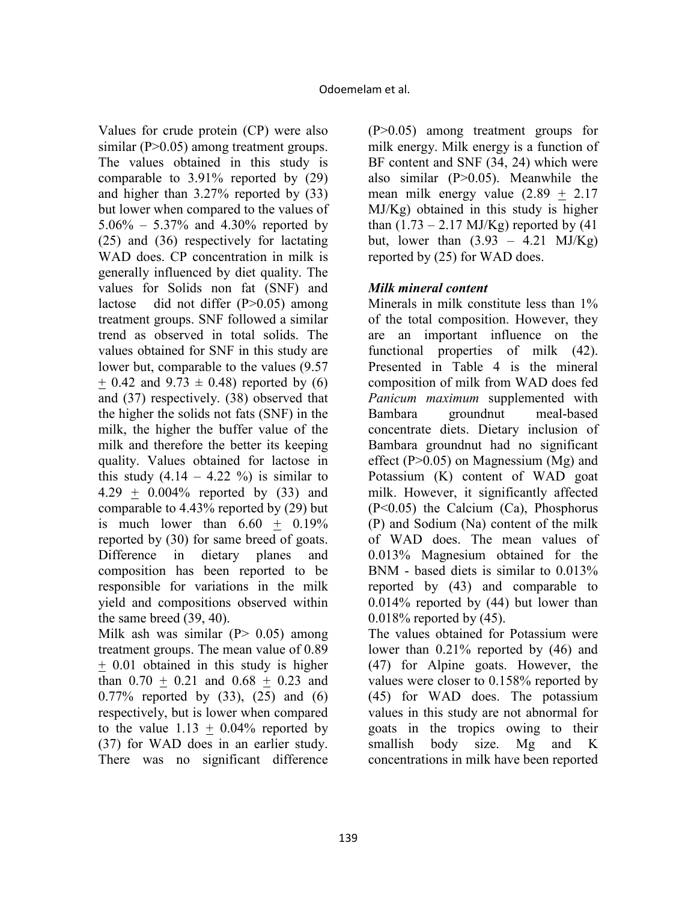Values for crude protein (CP) were also similar (P>0.05) among treatment groups. The values obtained in this study is comparable to 3.91% reported by (29) and higher than 3.27% reported by (33) but lower when compared to the values of 5.06% – 5.37% and 4.30% reported by (25) and (36) respectively for lactating WAD does. CP concentration in milk is generally influenced by diet quality. The values for Solids non fat (SNF) and lactose did not differ (P>0.05) among treatment groups. SNF followed a similar trend as observed in total solids. The values obtained for SNF in this study are lower but, comparable to the values (9.57 $\pm$ 0.42 and 9.73 $\pm$ 0.48) reported by (6) and (37) respectively. (38) observed that the higher the solids not fats (SNF) in the milk, the higher the buffer value of the milk and therefore the better its keeping quality. Values obtained for lactose in this study (4.14 – 4.22 %) is similar to 4.29 $\pm$ 0.004% reported by (33) and comparable to 4.43% reported by (29) but is much lower than 6.60 $\pm$ 0.19% reported by (30) for same breed of goats. Difference in dietary planes and composition has been reported to be responsible for variations in the milk yield and compositions observed within the same breed (39, 40).

Milk ash was similar (P> 0.05) among treatment groups. The mean value of 0.89 $\pm$ 0.01 obtained in this study is higher than 0.70 $\pm$ 0.21 and 0.68 $\pm$ 0.23 and 0.77% reported by (33), (25) and (6) respectively, but is lower when compared to the value 1.13 $\pm$ 0.04% reported by (37) for WAD does in an earlier study. There was no significant difference (P>0.05) among treatment groups for milk energy. Milk energy is a function of BF content and SNF (34, 24) which were also similar (P>0.05). Meanwhile the mean milk energy value (2.89 $\pm$ 2.17 MJ/Kg) obtained in this study is higher than (1.73 – 2.17 MJ/Kg) reported by (41 but, lower than (3.93 – 4.21 MJ/Kg) reported by (25) for WAD does.

### *Milk mineral content*

Minerals in milk constitute less than 1% of the total composition. However, they are an important influence on the functional properties of milk (42). Presented in Table 4 is the mineral composition of milk from WAD does fed *Panicum maximum* supplemented with Bambara groundnut meal-based concentrate diets. Dietary inclusion of Bambara groundnut had no significant effect (P>0.05) on Magnessium (Mg) and Potassium (K) content of WAD goat milk. However, it significantly affected (P<0.05) the Calcium (Ca), Phosphorus (P) and Sodium (Na) content of the milk of WAD does. The mean values of 0.013% Magnesium obtained for the BNM - based diets is similar to 0.013% reported by (43) and comparable to 0.014% reported by (44) but lower than 0.018% reported by (45).

The values obtained for Potassium were lower than 0.21% reported by (46) and (47) for Alpine goats. However, the values were closer to 0.158% reported by (45) for WAD does. The potassium values in this study are not abnormal for goats in the tropics owing to their smallish body size. Mg and K concentrations in milk have been reported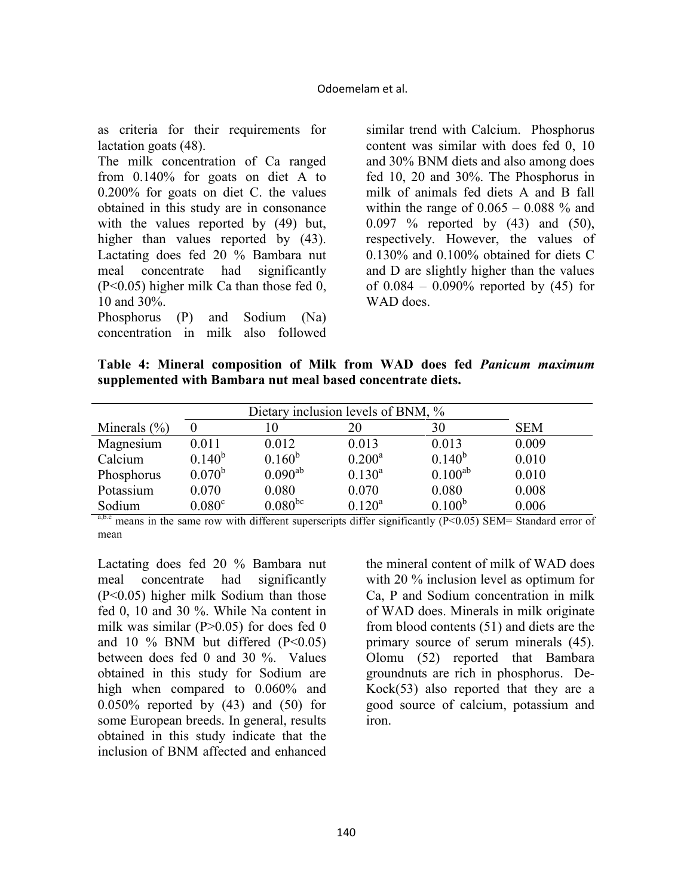as criteria for their requirements for lactation goats (48).

The milk concentration of Ca ranged from 0.140% for goats on diet A to 0.200% for goats on diet C. the values obtained in this study are in consonance with the values reported by (49) but, higher than values reported by (43). Lactating does fed 20 % Bambara nut meal concentrate had significantly (P<0.05) higher milk Ca than those fed 0, 10 and 30%.

Phosphorus (P) and Sodium (Na) concentration in milk also followed similar trend with Calcium. Phosphorus content was similar with does fed 0, 10 and 30% BNM diets and also among does fed 10, 20 and 30%. The Phosphorus in milk of animals fed diets A and B fall within the range of 0.065 – 0.088 % and 0.097 % reported by (43) and (50), respectively. However, the values of 0.130% and 0.100% obtained for diets C and D are slightly higher than the values of 0.084 – 0.090% reported by (45) for WAD does.

**Table 4: Mineral composition of Milk from WAD does fed *Panicum maximum* supplemented with Bambara nut meal based concentrate diets.**

| | Dietary inclusion levels of BNM, % | | | | |
|---|---|---|---|---|---|
| Minerals (%) | 0 | 10 | 20 | 30 | SEM |
| Magnesium | 0.011 | 0.012 | 0.013 | 0.013 | 0.009 |
| Calcium | $0.140^{b}$ | $0.160^{b}$ | $0.200^{a}$ | $0.140^{b}$ | 0.010 |
| Phosphorus | $0.070^{b}$ | $0.090^{ab}$ | $0.130^{a}$ | $0.100^{ab}$ | 0.010 |
| Potassium | 0.070 | 0.080 | 0.070 | 0.080 | 0.008 |
| Sodium | $0.080^{c}$ | $0.080^{bc}$ | $0.120^{a}$ | $0.100^{b}$ | 0.006 |

$^{a,b,c}$ means in the same row with different superscripts differ significantly (P<0.05) SEM= Standard error of mean

Lactating does fed 20 % Bambara nut meal concentrate had significantly (P<0.05) higher milk Sodium than those fed 0, 10 and 30 %. While Na content in milk was similar (P>0.05) for does fed 0 and 10 % BNM but differed (P<0.05) between does fed 0 and 30 %. Values obtained in this study for Sodium are high when compared to 0.060% and 0.050% reported by (43) and (50) for some European breeds. In general, results obtained in this study indicate that the inclusion of BNM affected and enhanced the mineral content of milk of WAD does with 20 % inclusion level as optimum for Ca, P and Sodium concentration in milk of WAD does. Minerals in milk originate from blood contents (51) and diets are the primary source of serum minerals (45). Olomu (52) reported that Bambara groundnuts are rich in phosphorus. De-Kock(53) also reported that they are a good source of calcium, potassium and iron.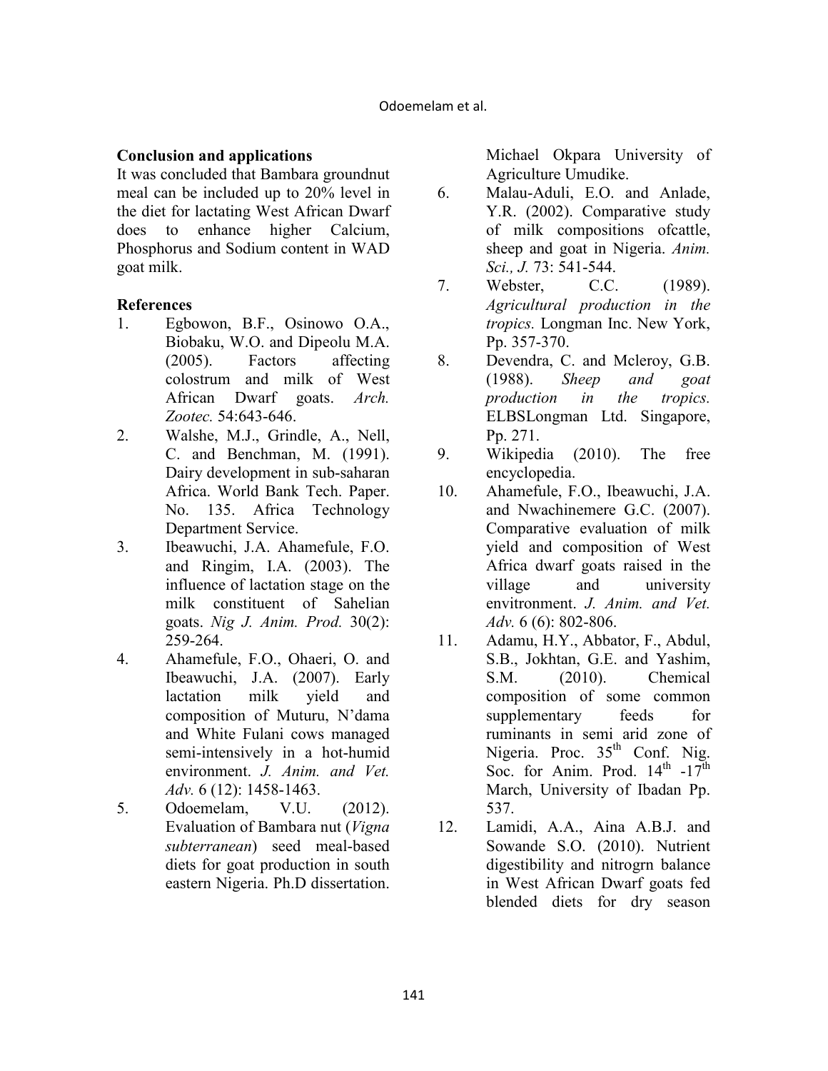## Conclusion and applications

It was concluded that Bambara groundnut meal can be included up to 20% level in the diet for lactating West African Dwarf does to enhance higher Calcium, Phosphorus and Sodium content in WAD goat milk.

## References

1. Egbowon, B.F., Osinowo O.A., Biobaku, W.O. and Dipeolu M.A. (2005). Factors affecting colostrum and milk of West African Dwarf goats. *Arch. Zootec.* 54:643-646.
2. Walshe, M.J., Grindle, A., Nell, C. and Benchman, M. (1991). Dairy development in sub-saharan Africa. World Bank Tech. Paper. No. 135. Africa Technology Department Service.
3. Ibeawuchi, J.A. Ahamefule, F.O. and Ringim, I.A. (2003). The influence of lactation stage on the milk constituent of Sahelian goats. *Nig J. Anim. Prod.* 30(2): 259-264.
4. Ahamefule, F.O., Ohaeri, O. and Ibeawuchi, J.A. (2007). Early lactation milk yield and composition of Muturu, N'dama and White Fulani cows managed semi-intensively in a hot-humid environment. *J. Anim. and Vet. Adv.* 6 (12): 1458-1463.
5. Odoemelam, V.U. (2012). Evaluation of Bambara nut (*Vigna subterranean*) seed meal-based diets for goat production in south eastern Nigeria. Ph.D dissertation. Michael Okpara University of Agriculture Umudike.
6. Malau-Aduli, E.O. and Anlade, Y.R. (2002). Comparative study of milk compositions ofcattle, sheep and goat in Nigeria. *Anim. Sci., J.* 73: 541-544.
7. Webster, C.C. (1989). *Agricultural production in the tropics.* Longman Inc. New York, Pp. 357-370.
8. Devendra, C. and Mcleroy, G.B. (1988). *Sheep and goat production in the tropics.* ELBSLongman Ltd. Singapore, Pp. 271.
9. Wikipedia (2010). The free encyclopedia.
10. Ahamefule, F.O., Ibeawuchi, J.A. and Nwachinemere G.C. (2007). Comparative evaluation of milk yield and composition of West Africa dwarf goats raised in the village and university environment. *J. Anim. and Vet. Adv.* 6 (6): 802-806.
11. Adamu, H.Y., Abbator, F., Abdul, S.B., Jokhtan, G.E. and Yashim, S.M. (2010). Chemical composition of some common supplementary feeds for ruminants in semi arid zone of Nigeria. Proc. 35th Conf. Nig. Soc. for Anim. Prod. 14th -17th March, University of Ibadan Pp. 537.
12. Lamidi, A.A., Aina A.B.J. and Sowande S.O. (2010). Nutrient digestibility and nitrogrn balance in West African Dwarf goats fed blended diets for dry season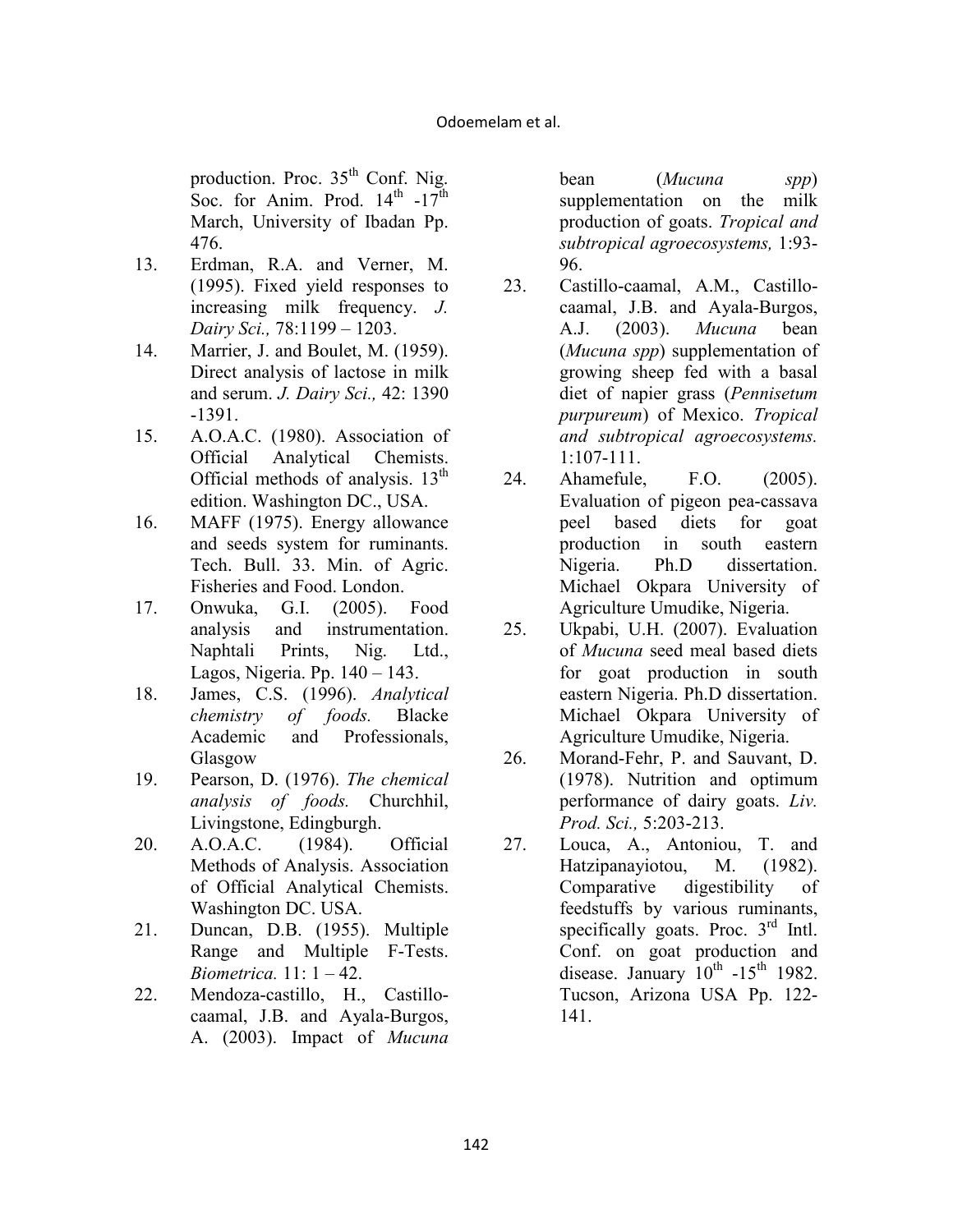production. Proc. 35th Conf. Nig. Soc. for Anim. Prod. 14th -17th March, University of Ibadan Pp. 476.

13. Erdman, R.A. and Verner, M. (1995). Fixed yield responses to increasing milk frequency. *J. Dairy Sci.,* 78:1199 – 1203.
14. Marrier, J. and Boulet, M. (1959). Direct analysis of lactose in milk and serum. *J. Dairy Sci.,* 42: 1390 -1391.
15. A.O.A.C. (1980). Association of Official Analytical Chemists. Official methods of analysis. 13th edition. Washington DC., USA.
16. MAFF (1975). Energy allowance and seeds system for ruminants. Tech. Bull. 33. Min. of Agric. Fisheries and Food. London.
17. Onwuka, G.I. (2005). Food analysis and instrumentation. Naphtali Prints, Nig. Ltd., Lagos, Nigeria. Pp. 140 – 143.
18. James, C.S. (1996). *Analytical chemistry of foods.* Blacke Academic and Professionals, Glasgow
19. Pearson, D. (1976). *The chemical analysis of foods.* Churchhil, Livingstone, Edingburgh.
20. A.O.A.C. (1984). Official Methods of Analysis. Association of Official Analytical Chemists. Washington DC. USA.
21. Duncan, D.B. (1955). Multiple Range and Multiple F-Tests. *Biometrica.* 11: 1 – 42.
22. Mendoza-castillo, H., Castillo-caamal, J.B. and Ayala-Burgos, A. (2003). Impact of *Mucuna* bean (*Mucuna spp*) supplementation on the milk production of goats. *Tropical and subtropical agroecosystems,* 1:93-96.
23. Castillo-caamal, A.M., Castillo-caamal, J.B. and Ayala-Burgos, A.J. (2003). *Mucuna* bean (*Mucuna spp*) supplementation of growing sheep fed with a basal diet of napier grass (*Pennisetum purpureum*) of Mexico. *Tropical and subtropical agroecosystems.* 1:107-111.
24. Ahamefule, F.O. (2005). Evaluation of pigeon pea-cassava peel based diets for goat production in south eastern Nigeria. Ph.D dissertation. Michael Okpara University of Agriculture Umudike, Nigeria.
25. Ukpabi, U.H. (2007). Evaluation of *Mucuna* seed meal based diets for goat production in south eastern Nigeria. Ph.D dissertation. Michael Okpara University of Agriculture Umudike, Nigeria.
26. Morand-Fehr, P. and Sauvant, D. (1978). Nutrition and optimum performance of dairy goats. *Liv. Prod. Sci.,* 5:203-213.
27. Louca, A., Antoniou, T. and Hatzipanayiotou, M. (1982). Comparative digestibility of feedstuffs by various ruminants, specifically goats. Proc. 3rd Intl. Conf. on goat production and disease. January 10th -15th 1982. Tucson, Arizona USA Pp. 122-141.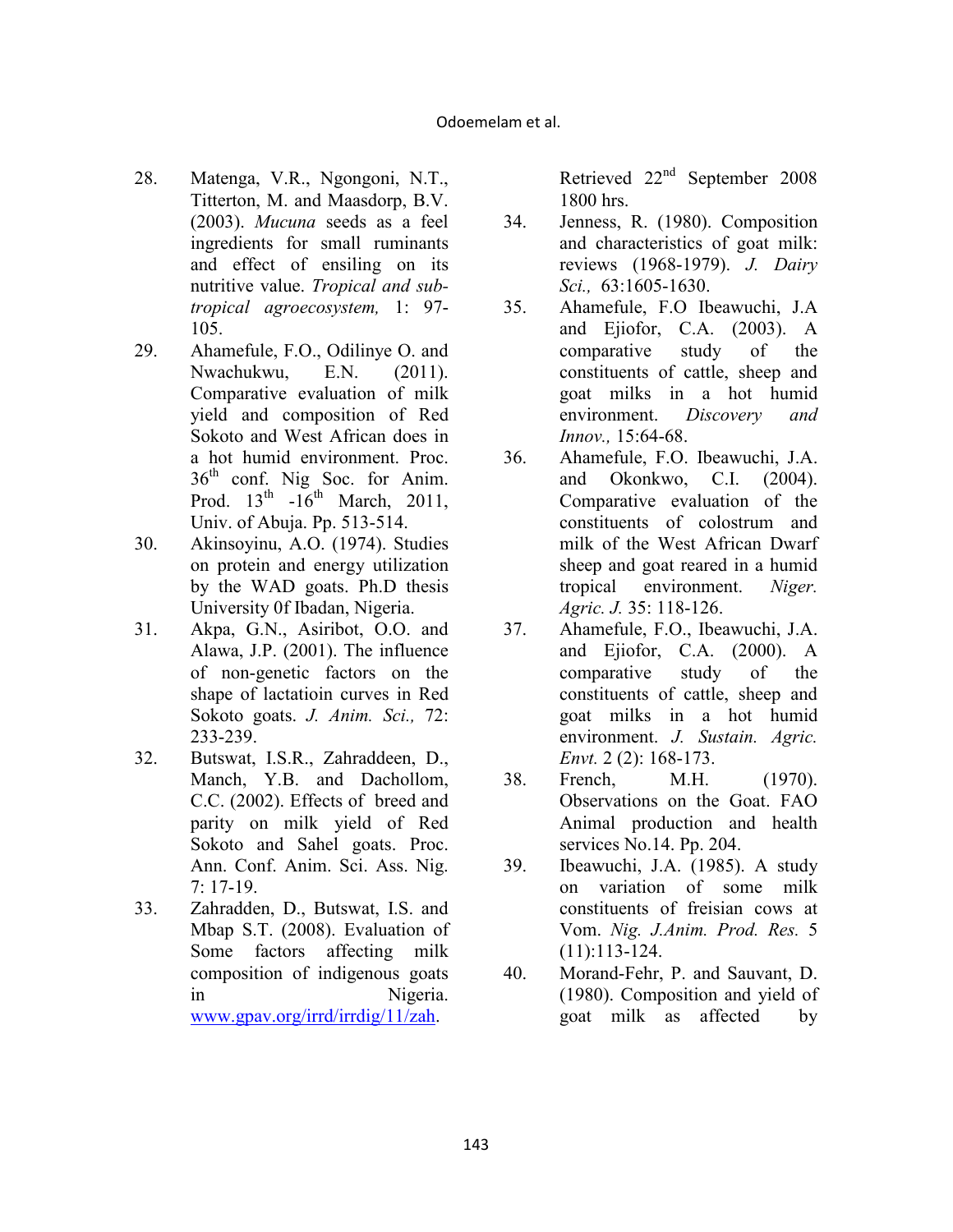28. Matenga, V.R., Ngongoni, N.T., Titterton, M. and Maasdorp, B.V. (2003). *Mucuna* seeds as a feel ingredients for small ruminants and effect of ensiling on its nutritive value. *Tropical and sub-tropical agroecosystem,* 1: 97-105.
29. Ahamefule, F.O., Odilinye O. and Nwachukwu, E.N. (2011). Comparative evaluation of milk yield and composition of Red Sokoto and West African does in a hot humid environment. Proc. 36th conf. Nig Soc. for Anim. Prod. 13th -16th March, 2011, Univ. of Abuja. Pp. 513-514.
30. Akinsoyinu, A.O. (1974). Studies on protein and energy utilization by the WAD goats. Ph.D thesis University 0f Ibadan, Nigeria.
31. Akpa, G.N., Asiribot, O.O. and Alawa, J.P. (2001). The influence of non-genetic factors on the shape of lactatioin curves in Red Sokoto goats. *J. Anim. Sci.,* 72: 233-239.
32. Butswat, I.S.R., Zahraddeen, D., Manch, Y.B. and Dachollom, C.C. (2002). Effects of breed and parity on milk yield of Red Sokoto and Sahel goats. Proc. Ann. Conf. Anim. Sci. Ass. Nig. 7: 17-19.
33. Zahradden, D., Butswat, I.S. and Mbap S.T. (2008). Evaluation of Some factors affecting milk composition of indigenous goats in Nigeria. www.gpav.org/irrd/irrdig/11/zah. Retrieved 22nd September 2008 1800 hrs.
34. Jenness, R. (1980). Composition and characteristics of goat milk: reviews (1968-1979). *J. Dairy Sci.,* 63:1605-1630.
35. Ahamefule, F.O Ibeawuchi, J.A and Ejiofor, C.A. (2003). A comparative study of the constituents of cattle, sheep and goat milks in a hot humid environment. *Discovery and Innov.,* 15:64-68.
36. Ahamefule, F.O. Ibeawuchi, J.A. and Okonkwo, C.I. (2004). Comparative evaluation of the constituents of colostrum and milk of the West African Dwarf sheep and goat reared in a humid tropical environment. *Niger. Agric. J.* 35: 118-126.
37. Ahamefule, F.O., Ibeawuchi, J.A. and Ejiofor, C.A. (2000). A comparative study of the constituents of cattle, sheep and goat milks in a hot humid environment. *J. Sustain. Agric. Envt.* 2 (2): 168-173.
38. French, M.H. (1970). Observations on the Goat. FAO Animal production and health services No.14. Pp. 204.
39. Ibeawuchi, J.A. (1985). A study on variation of some milk constituents of freisian cows at Vom. *Nig. J.Anim. Prod. Res.* 5 (11):113-124.
40. Morand-Fehr, P. and Sauvant, D. (1980). Composition and yield of goat milk as affected by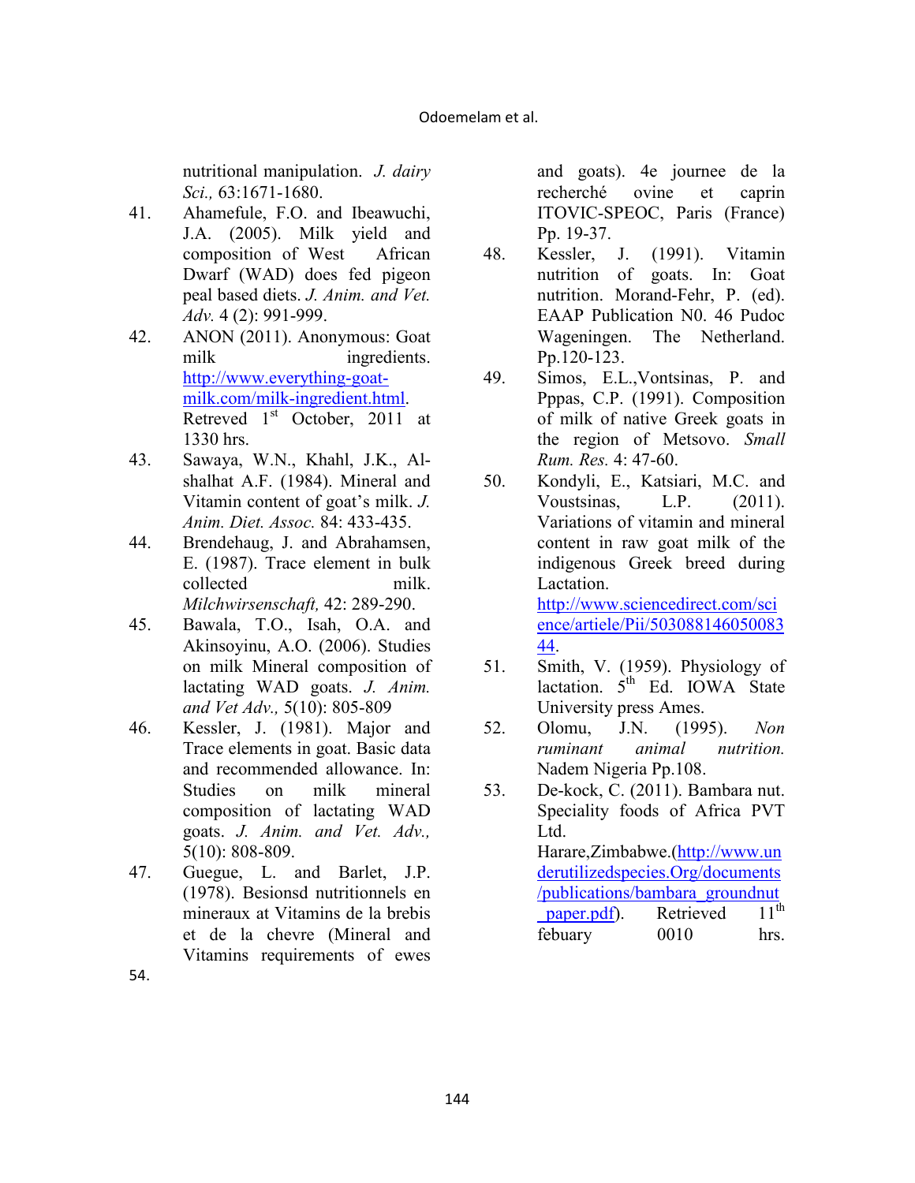nutritional manipulation. *J. dairy Sci.,* 63:1671-1680.

41. Ahamefule, F.O. and Ibeawuchi, J.A. (2005). Milk yield and composition of West African Dwarf (WAD) does fed pigeon peal based diets. *J. Anim. and Vet. Adv.* 4 (2): 991-999.
42. ANON (2011). Anonymous: Goat milk ingredients. http://www.everything-goat-milk.com/milk-ingredient.html. Retreved 1st October, 2011 at 1330 hrs.
43. Sawaya, W.N., Khahl, J.K., Al-shalhat A.F. (1984). Mineral and Vitamin content of goat's milk. *J. Anim. Diet. Assoc.* 84: 433-435.
44. Brendehaug, J. and Abrahamsen, E. (1987). Trace element in bulk collected milk. *Milchwirsenschaft,* 42: 289-290.
45. Bawala, T.O., Isah, O.A. and Akinsoyinu, A.O. (2006). Studies on milk Mineral composition of lactating WAD goats. *J. Anim. and Vet Adv.,* 5(10): 805-809
46. Kessler, J. (1981). Major and Trace elements in goat. Basic data and recommended allowance. In: Studies on milk mineral composition of lactating WAD goats. *J. Anim. and Vet. Adv.,* 5(10): 808-809.
47. Guegue, L. and Barlet, J.P. (1978). Besionsd nutritionnels en mineraux at Vitamins de la brebis et de la chevre (Mineral and Vitamins requirements of ewes and goats). 4e journee de la recherché ovine et caprin ITOVIC-SPEOC, Paris (France) Pp. 19-37.
48. Kessler, J. (1991). Vitamin nutrition of goats. In: Goat nutrition. Morand-Fehr, P. (ed). EAAP Publication N0. 46 Pudoc Wageningen. The Netherland. Pp.120-123.
49. Simos, E.L.,Vontsinas, P. and Pppas, C.P. (1991). Composition of milk of native Greek goats in the region of Metsovo. *Small Rum. Res.* 4: 47-60.
50. Kondyli, E., Katsiari, M.C. and Voustsinas, L.P. (2011). Variations of vitamin and mineral content in raw goat milk of the indigenous Greek breed during Lactation. http://www.sciencedirect.com/science/artiele/Pii/50308814605008344.
51. Smith, V. (1959). Physiology of lactation. 5th Ed. IOWA State University press Ames.
52. Olomu, J.N. (1995). *Non ruminant animal nutrition.* Nadem Nigeria Pp.108.
53. De-kock, C. (2011). Bambara nut. Speciality foods of Africa PVT Ltd. Harare,Zimbabwe.(http://www.underutilizedspecies.Org/documents/publications/bambara_groundnut_paper.pdf). Retrieved 11th febuary 0010 hrs.
54.